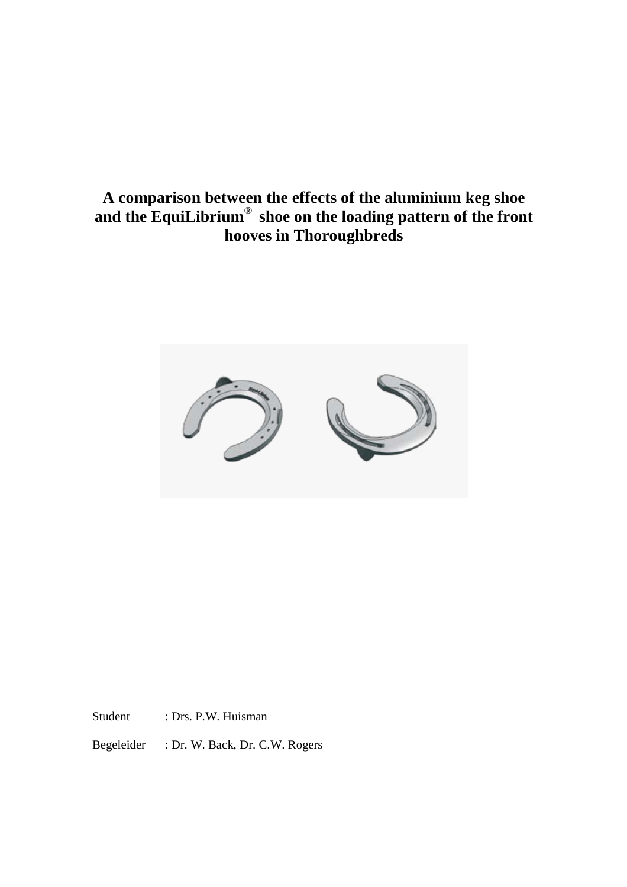# A comparison between the effects of the aluminium keg shoe and the EquiLibrium® shoe on the loading pattern of the front hooves in Thoroughbreds

Student : Drs. P.W. Huisman

Begeleider : Dr. W. Back, Dr. C.W. Rogers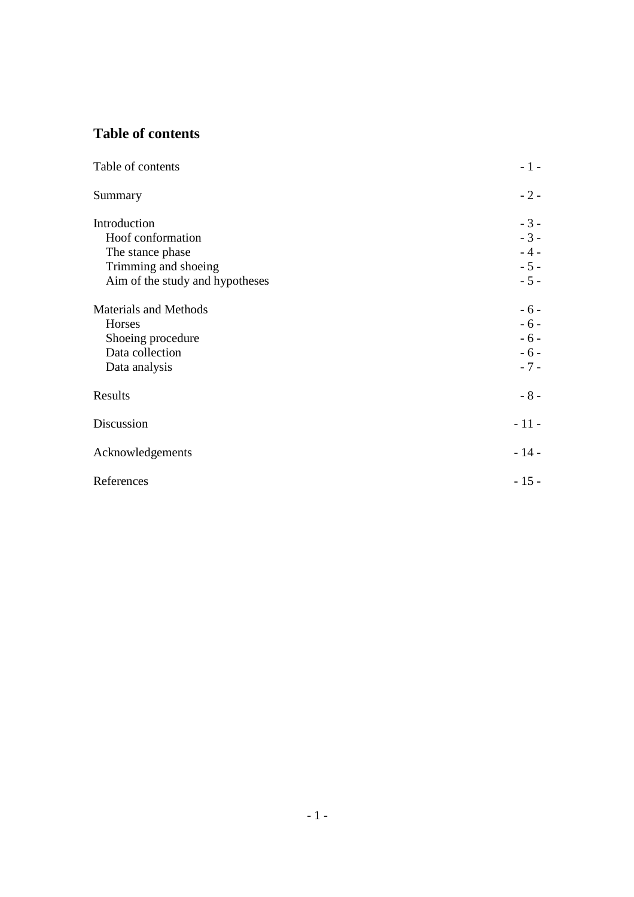## Table of contents

| | |
|---|---|
| Table of contents | - 1 - |
| Summary | - 2 - |
| Introduction | - 3 - |
| Hoof conformation | - 3 - |
| The stance phase | - 4 - |
| Trimming and shoeing | - 5 - |
| Aim of the study and hypotheses | - 5 - |
| Materials and Methods | - 6 - |
| Horses | - 6 - |
| Shoeing procedure | - 6 - |
| Data collection | - 6 - |
| Data analysis | - 7 - |
| Results | - 8 - |
| Discussion | - 11 - |
| Acknowledgements | - 14 - |
| References | - 15 - |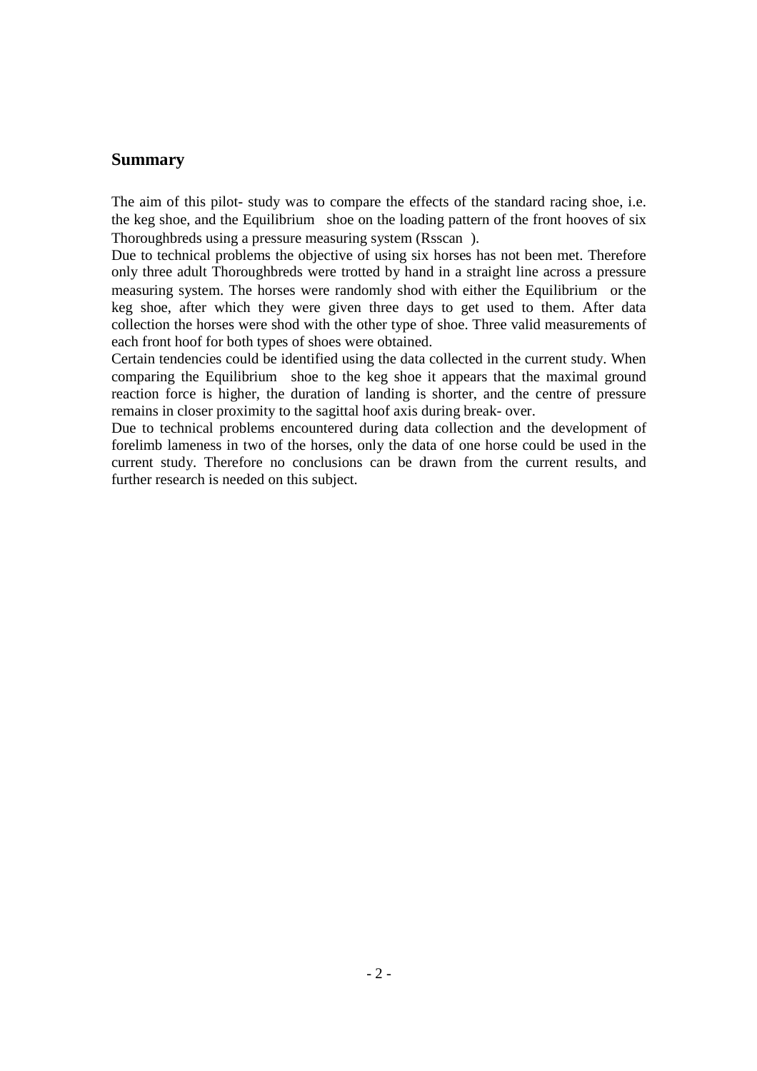## Summary

The aim of this pilot- study was to compare the effects of the standard racing shoe, i.e. the keg shoe, and the Equilibrium shoe on the loading pattern of the front hooves of six Thoroughbreds using a pressure measuring system (Rsscan ).

Due to technical problems the objective of using six horses has not been met. Therefore only three adult Thoroughbreds were trotted by hand in a straight line across a pressure measuring system. The horses were randomly shod with either the Equilibrium or the keg shoe, after which they were given three days to get used to them. After data collection the horses were shod with the other type of shoe. Three valid measurements of each front hoof for both types of shoes were obtained.

Certain tendencies could be identified using the data collected in the current study. When comparing the Equilibrium shoe to the keg shoe it appears that the maximal ground reaction force is higher, the duration of landing is shorter, and the centre of pressure remains in closer proximity to the sagittal hoof axis during break- over.

Due to technical problems encountered during data collection and the development of forelimb lameness in two of the horses, only the data of one horse could be used in the current study. Therefore no conclusions can be drawn from the current results, and further research is needed on this subject.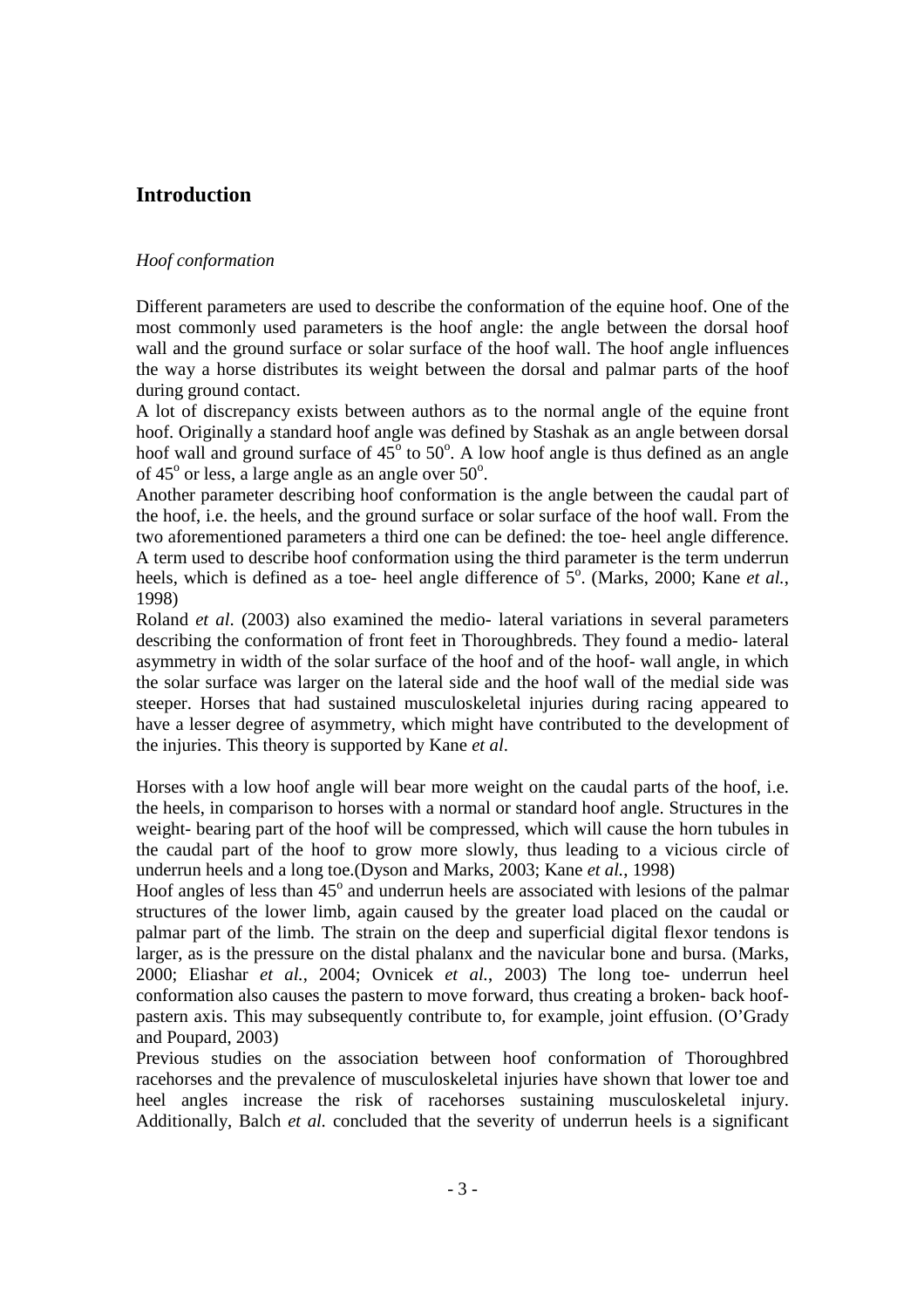## Introduction

### *Hoof conformation*

Different parameters are used to describe the conformation of the equine hoof. One of the most commonly used parameters is the hoof angle: the angle between the dorsal hoof wall and the ground surface or solar surface of the hoof wall. The hoof angle influences the way a horse distributes its weight between the dorsal and palmar parts of the hoof during ground contact.

A lot of discrepancy exists between authors as to the normal angle of the equine front hoof. Originally a standard hoof angle was defined by Stashak as an angle between dorsal hoof wall and ground surface of $45^o$ to $50^o$. A low hoof angle is thus defined as an angle of $45^o$ or less, a large angle as an angle over $50^o$.

Another parameter describing hoof conformation is the angle between the caudal part of the hoof, i.e. the heels, and the ground surface or solar surface of the hoof wall. From the two aforementioned parameters a third one can be defined: the toe- heel angle difference. A term used to describe hoof conformation using the third parameter is the term underrun heels, which is defined as a toe- heel angle difference of $5^o$. (Marks, 2000; Kane *et al.*, 1998)

Roland *et al*. (2003) also examined the medio- lateral variations in several parameters describing the conformation of front feet in Thoroughbreds. They found a medio- lateral asymmetry in width of the solar surface of the hoof and of the hoof- wall angle, in which the solar surface was larger on the lateral side and the hoof wall of the medial side was steeper. Horses that had sustained musculoskeletal injuries during racing appeared to have a lesser degree of asymmetry, which might have contributed to the development of the injuries. This theory is supported by Kane *et al*.

Horses with a low hoof angle will bear more weight on the caudal parts of the hoof, i.e. the heels, in comparison to horses with a normal or standard hoof angle. Structures in the weight- bearing part of the hoof will be compressed, which will cause the horn tubules in the caudal part of the hoof to grow more slowly, thus leading to a vicious circle of underrun heels and a long toe.(Dyson and Marks, 2003; Kane *et al.*, 1998)

Hoof angles of less than $45^o$ and underrun heels are associated with lesions of the palmar structures of the lower limb, again caused by the greater load placed on the caudal or palmar part of the limb. The strain on the deep and superficial digital flexor tendons is larger, as is the pressure on the distal phalanx and the navicular bone and bursa. (Marks, 2000; Eliashar *et al.*, 2004; Ovnicek *et al.*, 2003) The long toe- underrun heel conformation also causes the pastern to move forward, thus creating a broken- back hoof- pastern axis. This may subsequently contribute to, for example, joint effusion. (O'Grady and Poupard, 2003)

Previous studies on the association between hoof conformation of Thoroughbred racehorses and the prevalence of musculoskeletal injuries have shown that lower toe and heel angles increase the risk of racehorses sustaining musculoskeletal injury. Additionally, Balch *et al.* concluded that the severity of underrun heels is a significant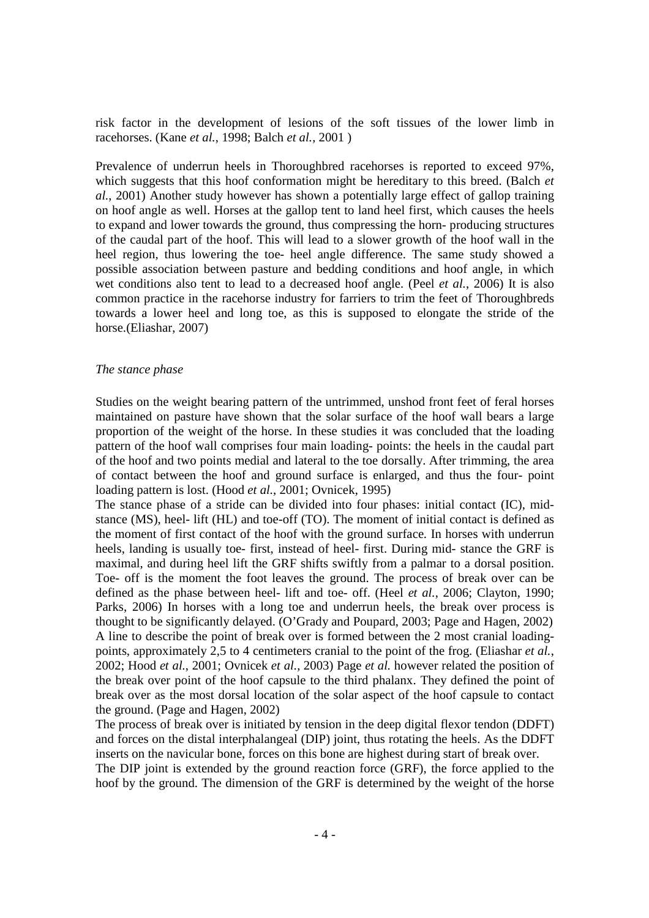risk factor in the development of lesions of the soft tissues of the lower limb in racehorses. (Kane *et al.*, 1998; Balch *et al.*, 2001 )

Prevalence of underrun heels in Thoroughbred racehorses is reported to exceed 97%, which suggests that this hoof conformation might be hereditary to this breed. (Balch *et al.*, 2001) Another study however has shown a potentially large effect of gallop training on hoof angle as well. Horses at the gallop tent to land heel first, which causes the heels to expand and lower towards the ground, thus compressing the horn- producing structures of the caudal part of the hoof. This will lead to a slower growth of the hoof wall in the heel region, thus lowering the toe- heel angle difference. The same study showed a possible association between pasture and bedding conditions and hoof angle, in which wet conditions also tent to lead to a decreased hoof angle. (Peel *et al.*, 2006) It is also common practice in the racehorse industry for farriers to trim the feet of Thoroughbreds towards a lower heel and long toe, as this is supposed to elongate the stride of the horse.(Eliashar, 2007)

*The stance phase*

Studies on the weight bearing pattern of the untrimmed, unshod front feet of feral horses maintained on pasture have shown that the solar surface of the hoof wall bears a large proportion of the weight of the horse. In these studies it was concluded that the loading pattern of the hoof wall comprises four main loading- points: the heels in the caudal part of the hoof and two points medial and lateral to the toe dorsally. After trimming, the area of contact between the hoof and ground surface is enlarged, and thus the four- point loading pattern is lost. (Hood *et al.*, 2001; Ovnicek, 1995)

The stance phase of a stride can be divided into four phases: initial contact (IC), mid- stance (MS), heel- lift (HL) and toe-off (TO). The moment of initial contact is defined as the moment of first contact of the hoof with the ground surface. In horses with underrun heels, landing is usually toe- first, instead of heel- first. During mid- stance the GRF is maximal, and during heel lift the GRF shifts swiftly from a palmar to a dorsal position. Toe- off is the moment the foot leaves the ground. The process of break over can be defined as the phase between heel- lift and toe- off. (Heel *et al.*, 2006; Clayton, 1990; Parks, 2006) In horses with a long toe and underrun heels, the break over process is thought to be significantly delayed. (O'Grady and Poupard, 2003; Page and Hagen, 2002) A line to describe the point of break over is formed between the 2 most cranial loading- points, approximately 2,5 to 4 centimeters cranial to the point of the frog. (Eliashar *et al.*, 2002; Hood *et al.*, 2001; Ovnicek *et al.*, 2003) Page *et al.* however related the position of the break over point of the hoof capsule to the third phalanx. They defined the point of break over as the most dorsal location of the solar aspect of the hoof capsule to contact the ground. (Page and Hagen, 2002)

The process of break over is initiated by tension in the deep digital flexor tendon (DDFT) and forces on the distal interphalangeal (DIP) joint, thus rotating the heels. As the DDFT inserts on the navicular bone, forces on this bone are highest during start of break over.

The DIP joint is extended by the ground reaction force (GRF), the force applied to the hoof by the ground. The dimension of the GRF is determined by the weight of the horse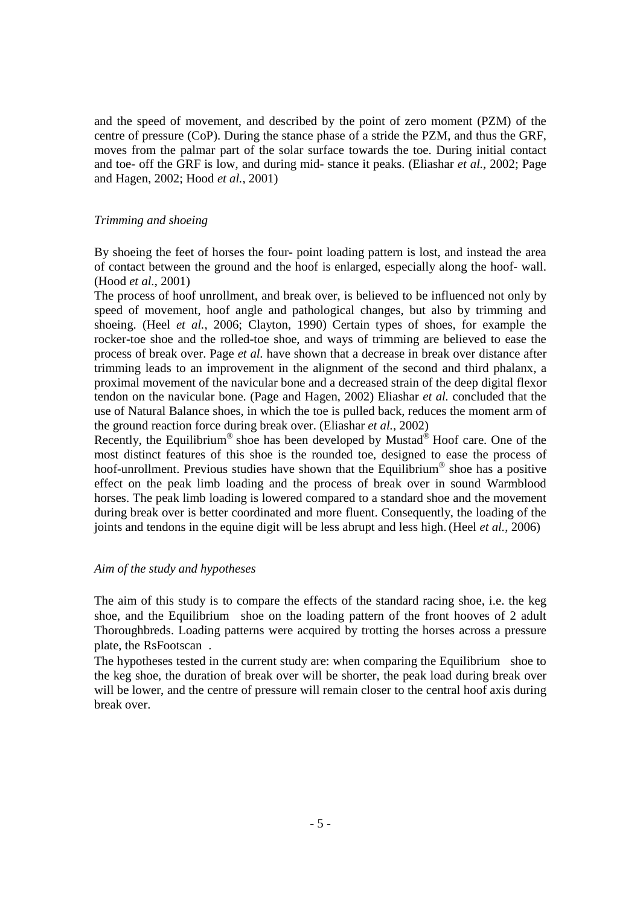and the speed of movement, and described by the point of zero moment (PZM) of the centre of pressure (CoP). During the stance phase of a stride the PZM, and thus the GRF, moves from the palmar part of the solar surface towards the toe. During initial contact and toe- off the GRF is low, and during mid- stance it peaks. (Eliashar *et al.*, 2002; Page and Hagen, 2002; Hood *et al.*, 2001)

### *Trimming and shoeing*

By shoeing the feet of horses the four- point loading pattern is lost, and instead the area of contact between the ground and the hoof is enlarged, especially along the hoof- wall. (Hood *et al.*, 2001)

The process of hoof unrollment, and break over, is believed to be influenced not only by speed of movement, hoof angle and pathological changes, but also by trimming and shoeing. (Heel *et al.*, 2006; Clayton, 1990) Certain types of shoes, for example the rocker-toe shoe and the rolled-toe shoe, and ways of trimming are believed to ease the process of break over. Page *et al.* have shown that a decrease in break over distance after trimming leads to an improvement in the alignment of the second and third phalanx, a proximal movement of the navicular bone and a decreased strain of the deep digital flexor tendon on the navicular bone. (Page and Hagen, 2002) Eliashar *et al.* concluded that the use of Natural Balance shoes, in which the toe is pulled back, reduces the moment arm of the ground reaction force during break over. (Eliashar *et al.*, 2002)

Recently, the Equilibrium® shoe has been developed by Mustad® Hoof care. One of the most distinct features of this shoe is the rounded toe, designed to ease the process of hoof-unrollment. Previous studies have shown that the Equilibrium® shoe has a positive effect on the peak limb loading and the process of break over in sound Warmblood horses. The peak limb loading is lowered compared to a standard shoe and the movement during break over is better coordinated and more fluent. Consequently, the loading of the joints and tendons in the equine digit will be less abrupt and less high. (Heel *et al.*, 2006)

### *Aim of the study and hypotheses*

The aim of this study is to compare the effects of the standard racing shoe, i.e. the keg shoe, and the Equilibrium shoe on the loading pattern of the front hooves of 2 adult Thoroughbreds. Loading patterns were acquired by trotting the horses across a pressure plate, the RsFootscan.

The hypotheses tested in the current study are: when comparing the Equilibrium shoe to the keg shoe, the duration of break over will be shorter, the peak load during break over will be lower, and the centre of pressure will remain closer to the central hoof axis during break over.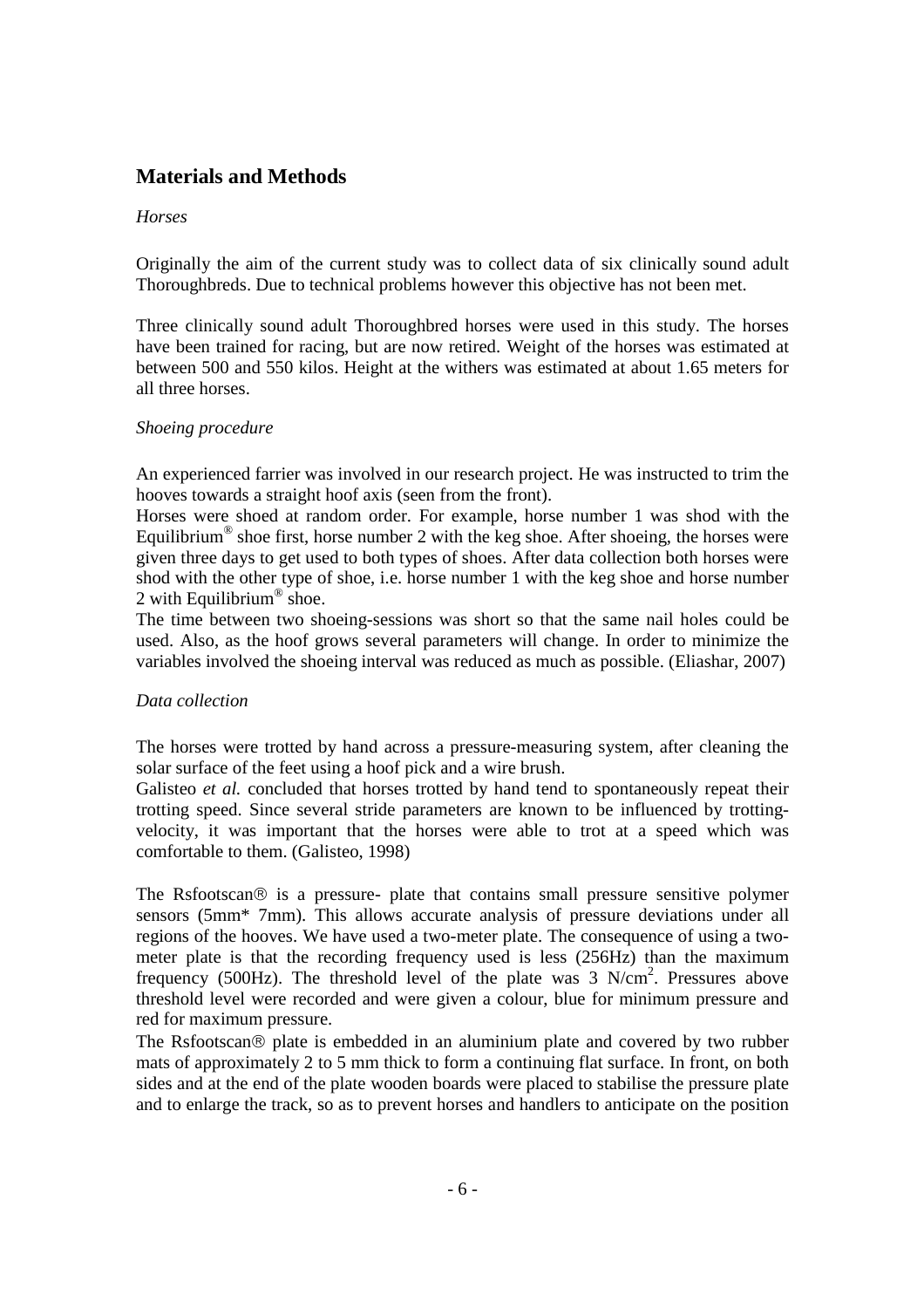## Materials and Methods

*Horses*

Originally the aim of the current study was to collect data of six clinically sound adult Thoroughbreds. Due to technical problems however this objective has not been met.

Three clinically sound adult Thoroughbred horses were used in this study. The horses have been trained for racing, but are now retired. Weight of the horses was estimated at between 500 and 550 kilos. Height at the withers was estimated at about 1.65 meters for all three horses.

*Shoeing procedure*

An experienced farrier was involved in our research project. He was instructed to trim the hooves towards a straight hoof axis (seen from the front).
Horses were shoed at random order. For example, horse number 1 was shod with the Equilibrium® shoe first, horse number 2 with the keg shoe. After shoeing, the horses were given three days to get used to both types of shoes. After data collection both horses were shod with the other type of shoe, i.e. horse number 1 with the keg shoe and horse number 2 with Equilibrium® shoe.
The time between two shoeing-sessions was short so that the same nail holes could be used. Also, as the hoof grows several parameters will change. In order to minimize the variables involved the shoeing interval was reduced as much as possible. (Eliashar, 2007)

*Data collection*

The horses were trotted by hand across a pressure-measuring system, after cleaning the solar surface of the feet using a hoof pick and a wire brush.
Galisteo *et al.* concluded that horses trotted by hand tend to spontaneously repeat their trotting speed. Since several stride parameters are known to be influenced by trotting-velocity, it was important that the horses were able to trot at a speed which was comfortable to them. (Galisteo, 1998)

The Rsfootscan® is a pressure- plate that contains small pressure sensitive polymer sensors (5mm* 7mm). This allows accurate analysis of pressure deviations under all regions of the hooves. We have used a two-meter plate. The consequence of using a two-meter plate is that the recording frequency used is less (256Hz) than the maximum frequency (500Hz). The threshold level of the plate was 3 $N/cm^2$. Pressures above threshold level were recorded and were given a colour, blue for minimum pressure and red for maximum pressure.
The Rsfootscan® plate is embedded in an aluminium plate and covered by two rubber mats of approximately 2 to 5 mm thick to form a continuing flat surface. In front, on both sides and at the end of the plate wooden boards were placed to stabilise the pressure plate and to enlarge the track, so as to prevent horses and handlers to anticipate on the position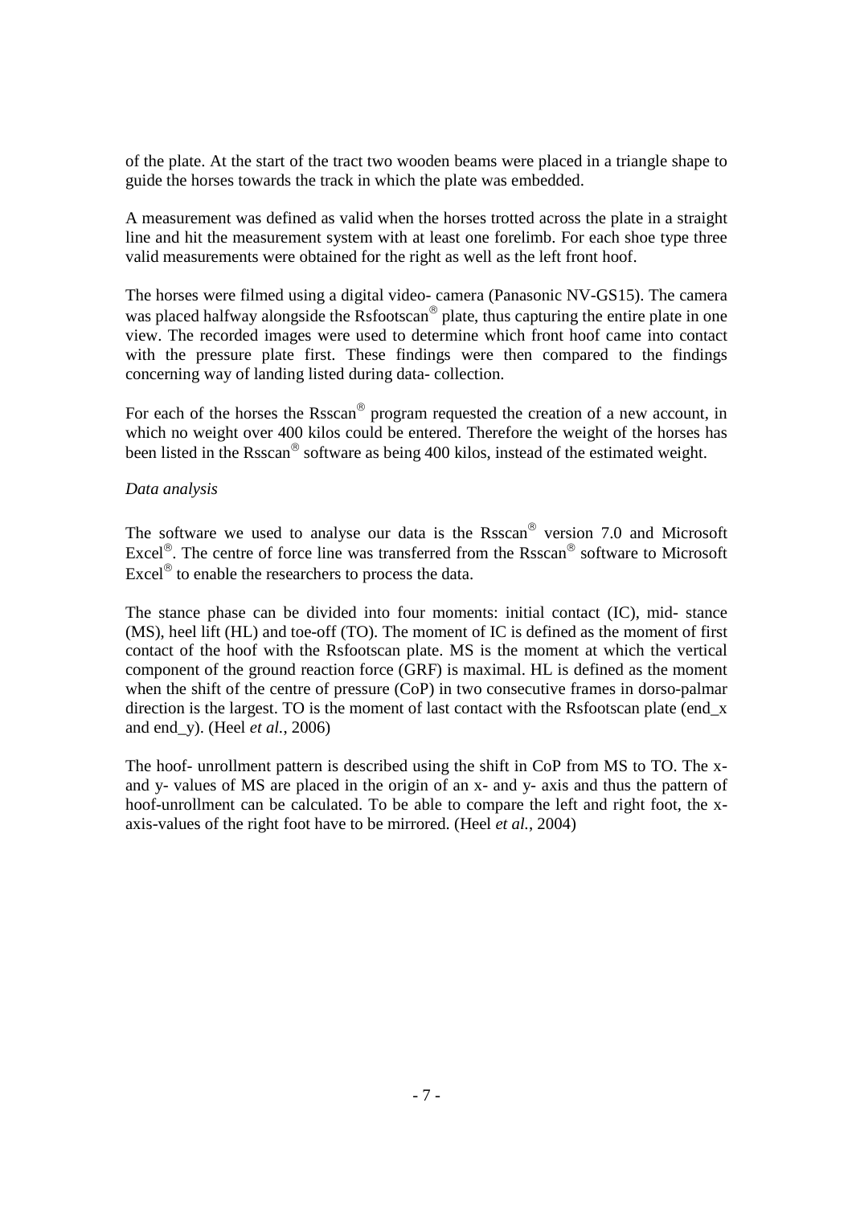of the plate. At the start of the tract two wooden beams were placed in a triangle shape to guide the horses towards the track in which the plate was embedded.

A measurement was defined as valid when the horses trotted across the plate in a straight line and hit the measurement system with at least one forelimb. For each shoe type three valid measurements were obtained for the right as well as the left front hoof.

The horses were filmed using a digital video- camera (Panasonic NV-GS15). The camera was placed halfway alongside the Rsfootscan® plate, thus capturing the entire plate in one view. The recorded images were used to determine which front hoof came into contact with the pressure plate first. These findings were then compared to the findings concerning way of landing listed during data- collection.

For each of the horses the Rsscan® program requested the creation of a new account, in which no weight over 400 kilos could be entered. Therefore the weight of the horses has been listed in the Rsscan® software as being 400 kilos, instead of the estimated weight.

*Data analysis*

The software we used to analyse our data is the Rsscan® version 7.0 and Microsoft Excel®. The centre of force line was transferred from the Rsscan® software to Microsoft Excel® to enable the researchers to process the data.

The stance phase can be divided into four moments: initial contact (IC), mid- stance (MS), heel lift (HL) and toe-off (TO). The moment of IC is defined as the moment of first contact of the hoof with the Rsfootscan plate. MS is the moment at which the vertical component of the ground reaction force (GRF) is maximal. HL is defined as the moment when the shift of the centre of pressure (CoP) in two consecutive frames in dorso-palmar direction is the largest. TO is the moment of last contact with the Rsfootscan plate (end_x and end_y). (Heel *et al.*, 2006)

The hoof- unrollment pattern is described using the shift in CoP from MS to TO. The x- and y- values of MS are placed in the origin of an x- and y- axis and thus the pattern of hoof-unrollment can be calculated. To be able to compare the left and right foot, the x-axis-values of the right foot have to be mirrored. (Heel *et al.*, 2004)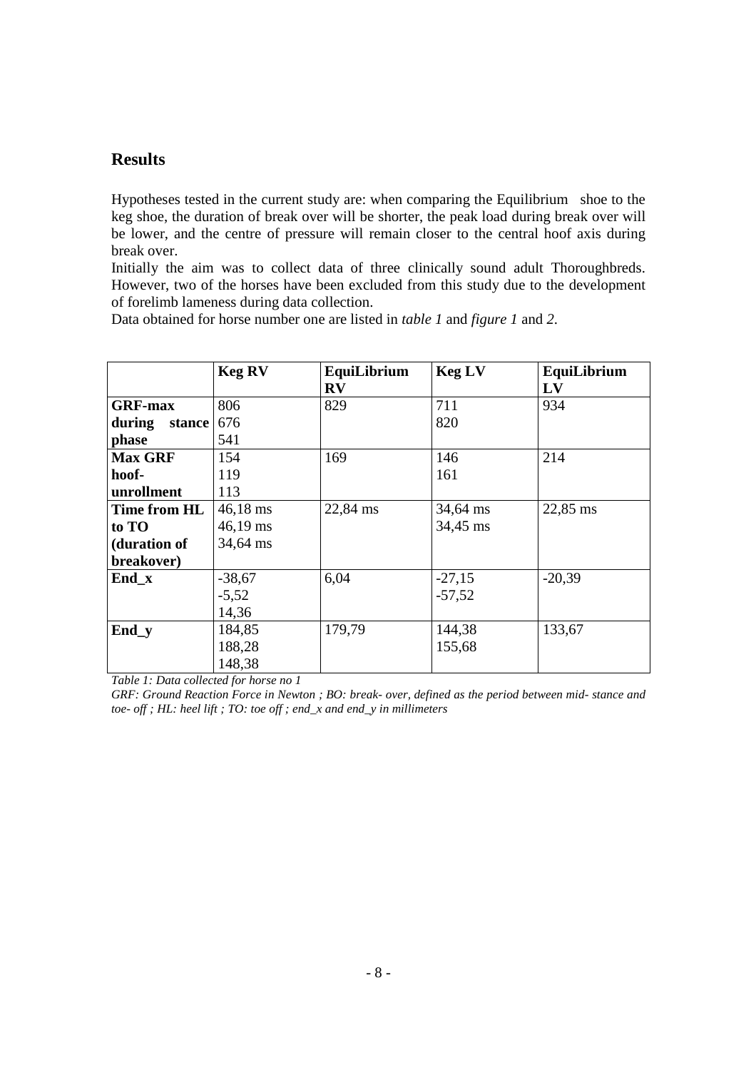## Results

Hypotheses tested in the current study are: when comparing the Equilibrium shoe to the keg shoe, the duration of break over will be shorter, the peak load during break over will be lower, and the centre of pressure will remain closer to the central hoof axis during break over.

Initially the aim was to collect data of three clinically sound adult Thoroughbreds. However, two of the horses have been excluded from this study due to the development of forelimb lameness during data collection.

Data obtained for horse number one are listed in *table 1* and *figure 1* and *2*.

| | **Keg RV** | **EquiLibrium RV** | **Keg LV** | **EquiLibrium LV** |
|---|---|---|---|---|
| **GRF-max during stance phase** | 806<br>676<br>541 | 829 | 711<br>820 | 934 |
| **Max GRF hoof-unrollment** | 154<br>119<br>113 | 169 | 146<br>161 | 214 |
| **Time from HL to TO (duration of breakover)** | 46,18 ms<br>46,19 ms<br>34,64 ms | 22,84 ms | 34,64 ms<br>34,45 ms | 22,85 ms |
| **End_x** | -38,67<br>-5,52<br>14,36 | 6,04 | -27,15<br>-57,52 | -20,39 |
| **End_y** | 184,85<br>188,28<br>148,38 | 179,79 | 144,38<br>155,68 | 133,67 |

*Table 1: Data collected for horse no 1*

*GRF: Ground Reaction Force in Newton ; BO: break- over, defined as the period between mid- stance and toe- off ; HL: heel lift ; TO: toe off ; end_x and end_y in millimeters*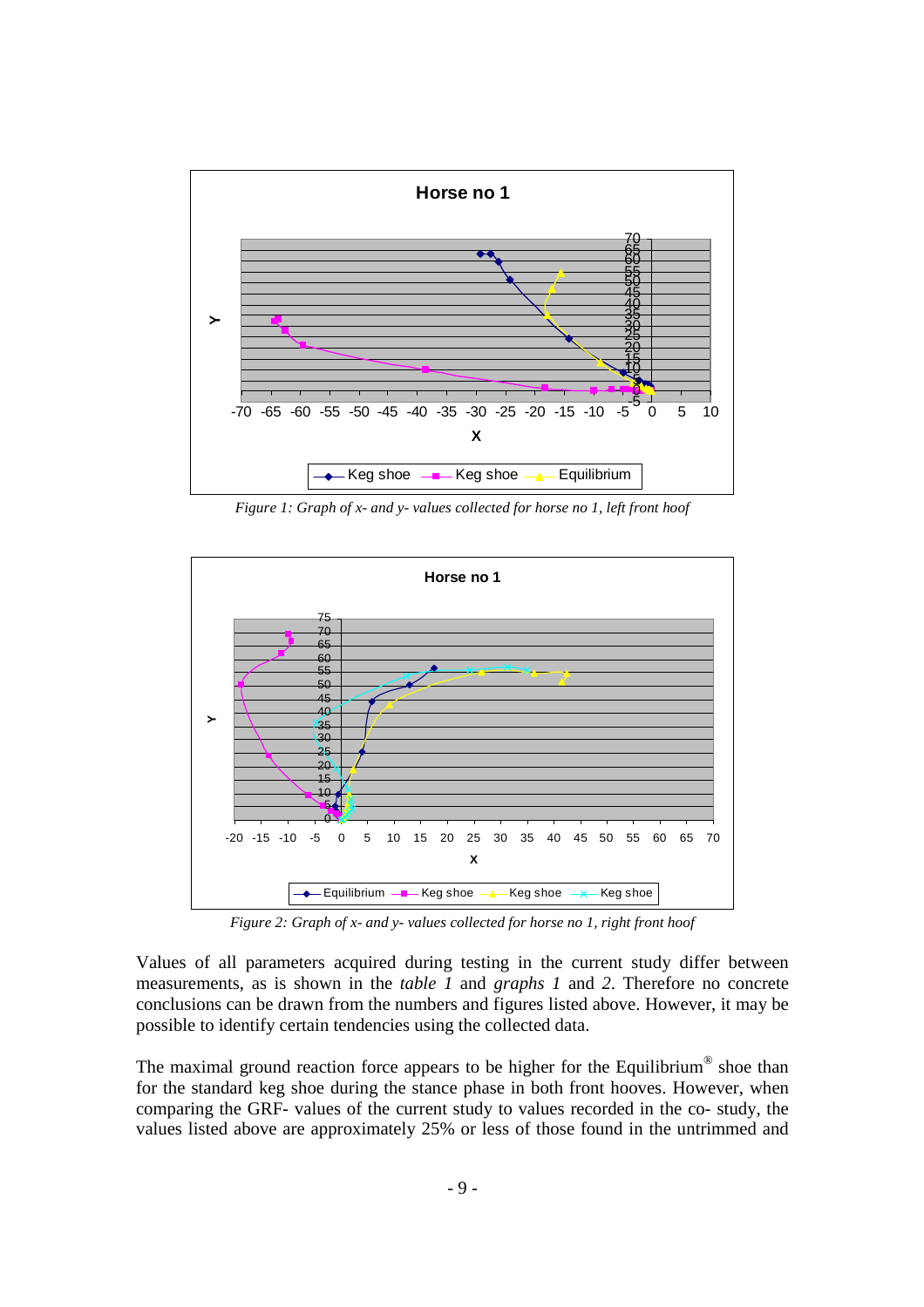*Figure 1: Graph of x- and y- values collected for horse no 1, left front hoof*

*Figure 2: Graph of x- and y- values collected for horse no 1, right front hoof*

Values of all parameters acquired during testing in the current study differ between measurements, as is shown in the *table 1* and *graphs 1* and *2*. Therefore no concrete conclusions can be drawn from the numbers and figures listed above. However, it may be possible to identify certain tendencies using the collected data.

The maximal ground reaction force appears to be higher for the Equilibrium® shoe than for the standard keg shoe during the stance phase in both front hooves. However, when comparing the GRF- values of the current study to values recorded in the co- study, the values listed above are approximately 25% or less of those found in the untrimmed and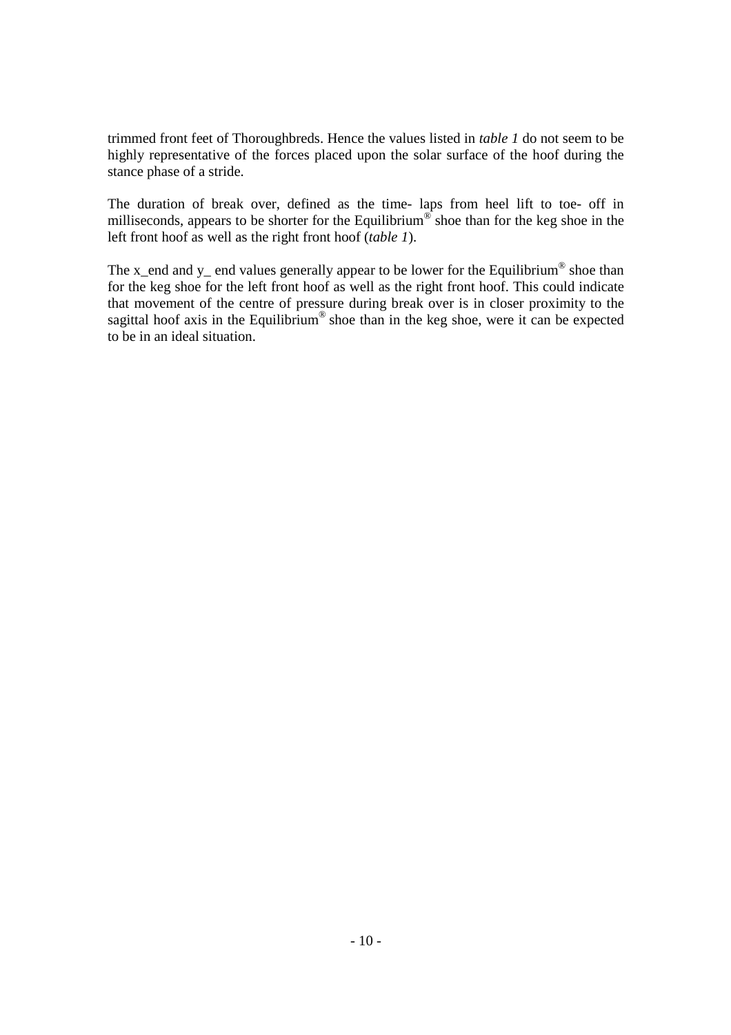trimmed front feet of Thoroughbreds. Hence the values listed in *table 1* do not seem to be highly representative of the forces placed upon the solar surface of the hoof during the stance phase of a stride.

The duration of break over, defined as the time- laps from heel lift to toe- off in milliseconds, appears to be shorter for the Equilibrium® shoe than for the keg shoe in the left front hoof as well as the right front hoof (*table 1*).

The x_end and y_ end values generally appear to be lower for the Equilibrium® shoe than for the keg shoe for the left front hoof as well as the right front hoof. This could indicate that movement of the centre of pressure during break over is in closer proximity to the sagittal hoof axis in the Equilibrium® shoe than in the keg shoe, were it can be expected to be in an ideal situation.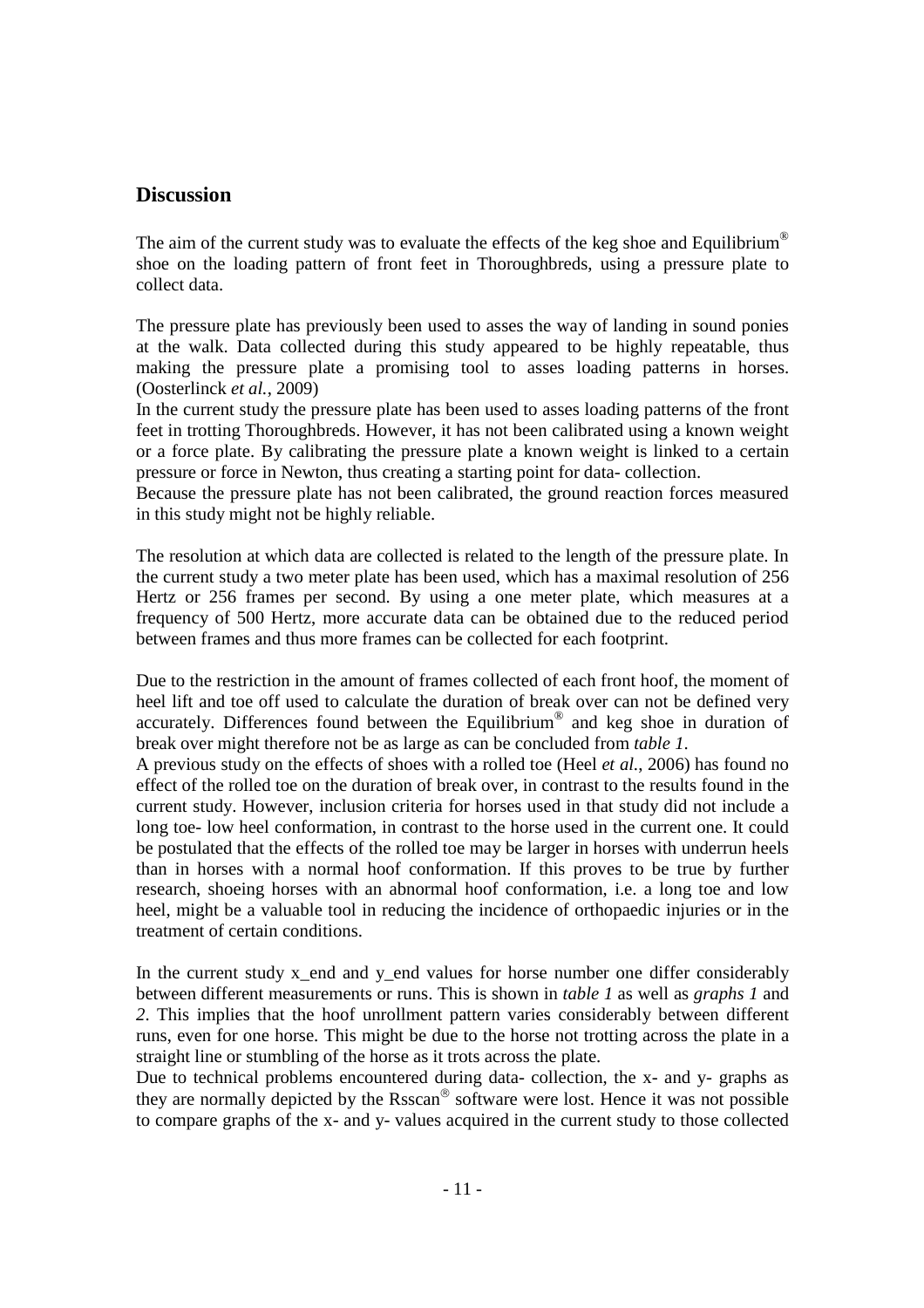## Discussion

The aim of the current study was to evaluate the effects of the keg shoe and Equilibrium® shoe on the loading pattern of front feet in Thoroughbreds, using a pressure plate to collect data.

The pressure plate has previously been used to asses the way of landing in sound ponies at the walk. Data collected during this study appeared to be highly repeatable, thus making the pressure plate a promising tool to asses loading patterns in horses. (Oosterlinck *et al.*, 2009)
In the current study the pressure plate has been used to asses loading patterns of the front feet in trotting Thoroughbreds. However, it has not been calibrated using a known weight or a force plate. By calibrating the pressure plate a known weight is linked to a certain pressure or force in Newton, thus creating a starting point for data- collection.
Because the pressure plate has not been calibrated, the ground reaction forces measured in this study might not be highly reliable.

The resolution at which data are collected is related to the length of the pressure plate. In the current study a two meter plate has been used, which has a maximal resolution of 256 Hertz or 256 frames per second. By using a one meter plate, which measures at a frequency of 500 Hertz, more accurate data can be obtained due to the reduced period between frames and thus more frames can be collected for each footprint.

Due to the restriction in the amount of frames collected of each front hoof, the moment of heel lift and toe off used to calculate the duration of break over can not be defined very accurately. Differences found between the Equilibrium® and keg shoe in duration of break over might therefore not be as large as can be concluded from *table 1*.
A previous study on the effects of shoes with a rolled toe (Heel *et al.*, 2006) has found no effect of the rolled toe on the duration of break over, in contrast to the results found in the current study. However, inclusion criteria for horses used in that study did not include a long toe- low heel conformation, in contrast to the horse used in the current one. It could be postulated that the effects of the rolled toe may be larger in horses with underrun heels than in horses with a normal hoof conformation. If this proves to be true by further research, shoeing horses with an abnormal hoof conformation, i.e. a long toe and low heel, might be a valuable tool in reducing the incidence of orthopaedic injuries or in the treatment of certain conditions.

In the current study x_end and y_end values for horse number one differ considerably between different measurements or runs. This is shown in *table 1* as well as *graphs 1* and *2*. This implies that the hoof unrollment pattern varies considerably between different runs, even for one horse. This might be due to the horse not trotting across the plate in a straight line or stumbling of the horse as it trots across the plate.
Due to technical problems encountered during data- collection, the x- and y- graphs as they are normally depicted by the Rsscan® software were lost. Hence it was not possible to compare graphs of the x- and y- values acquired in the current study to those collected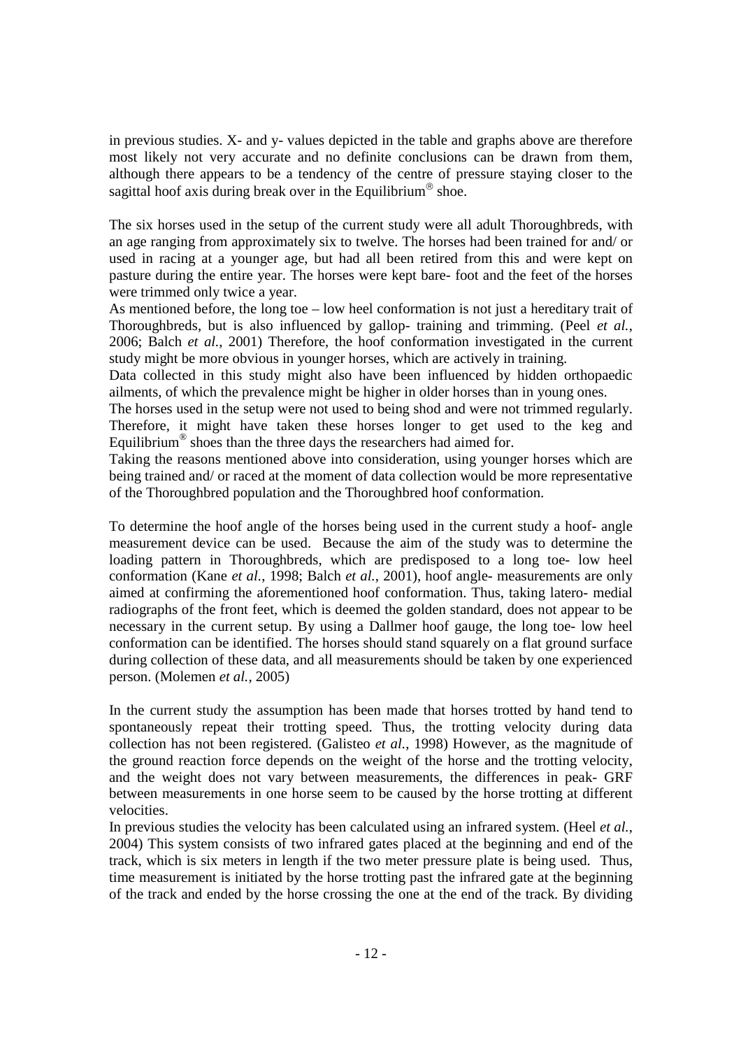in previous studies. X- and y- values depicted in the table and graphs above are therefore most likely not very accurate and no definite conclusions can be drawn from them, although there appears to be a tendency of the centre of pressure staying closer to the sagittal hoof axis during break over in the Equilibrium® shoe.

The six horses used in the setup of the current study were all adult Thoroughbreds, with an age ranging from approximately six to twelve. The horses had been trained for and/ or used in racing at a younger age, but had all been retired from this and were kept on pasture during the entire year. The horses were kept bare- foot and the feet of the horses were trimmed only twice a year.

As mentioned before, the long toe – low heel conformation is not just a hereditary trait of Thoroughbreds, but is also influenced by gallop- training and trimming. (Peel *et al.*, 2006; Balch *et al.*, 2001) Therefore, the hoof conformation investigated in the current study might be more obvious in younger horses, which are actively in training.

Data collected in this study might also have been influenced by hidden orthopaedic ailments, of which the prevalence might be higher in older horses than in young ones.

The horses used in the setup were not used to being shod and were not trimmed regularly. Therefore, it might have taken these horses longer to get used to the keg and Equilibrium® shoes than the three days the researchers had aimed for.

Taking the reasons mentioned above into consideration, using younger horses which are being trained and/ or raced at the moment of data collection would be more representative of the Thoroughbred population and the Thoroughbred hoof conformation.

To determine the hoof angle of the horses being used in the current study a hoof- angle measurement device can be used. Because the aim of the study was to determine the loading pattern in Thoroughbreds, which are predisposed to a long toe- low heel conformation (Kane *et al.*, 1998; Balch *et al.*, 2001), hoof angle- measurements are only aimed at confirming the aforementioned hoof conformation. Thus, taking latero- medial radiographs of the front feet, which is deemed the golden standard, does not appear to be necessary in the current setup. By using a Dallmer hoof gauge, the long toe- low heel conformation can be identified. The horses should stand squarely on a flat ground surface during collection of these data, and all measurements should be taken by one experienced person. (Molemen *et al.*, 2005)

In the current study the assumption has been made that horses trotted by hand tend to spontaneously repeat their trotting speed. Thus, the trotting velocity during data collection has not been registered. (Galisteo *et al.*, 1998) However, as the magnitude of the ground reaction force depends on the weight of the horse and the trotting velocity, and the weight does not vary between measurements, the differences in peak- GRF between measurements in one horse seem to be caused by the horse trotting at different velocities.

In previous studies the velocity has been calculated using an infrared system. (Heel *et al.*, 2004) This system consists of two infrared gates placed at the beginning and end of the track, which is six meters in length if the two meter pressure plate is being used. Thus, time measurement is initiated by the horse trotting past the infrared gate at the beginning of the track and ended by the horse crossing the one at the end of the track. By dividing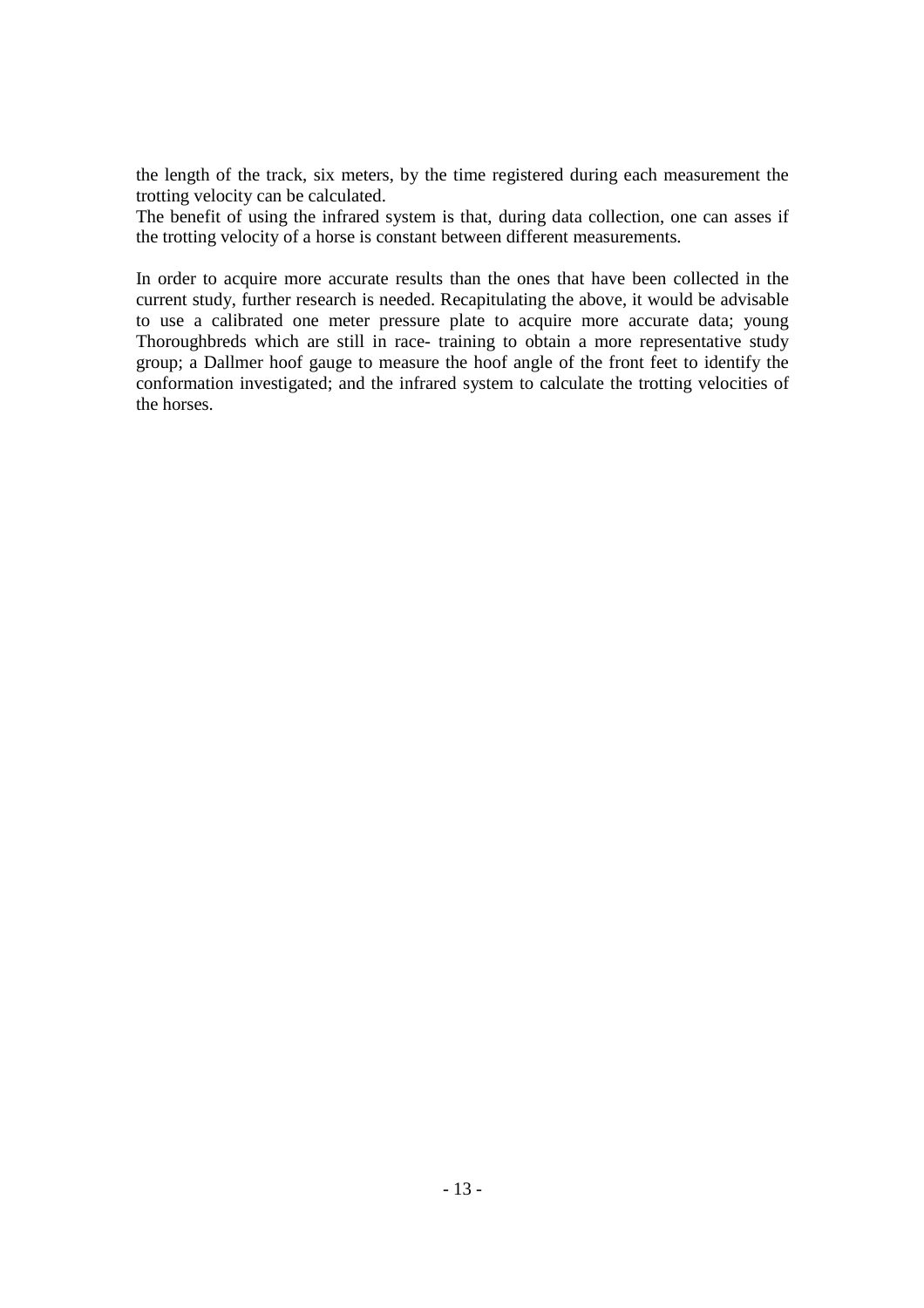the length of the track, six meters, by the time registered during each measurement the trotting velocity can be calculated.
The benefit of using the infrared system is that, during data collection, one can asses if the trotting velocity of a horse is constant between different measurements.

In order to acquire more accurate results than the ones that have been collected in the current study, further research is needed. Recapitulating the above, it would be advisable to use a calibrated one meter pressure plate to acquire more accurate data; young Thoroughbreds which are still in race- training to obtain a more representative study group; a Dallmer hoof gauge to measure the hoof angle of the front feet to identify the conformation investigated; and the infrared system to calculate the trotting velocities of the horses.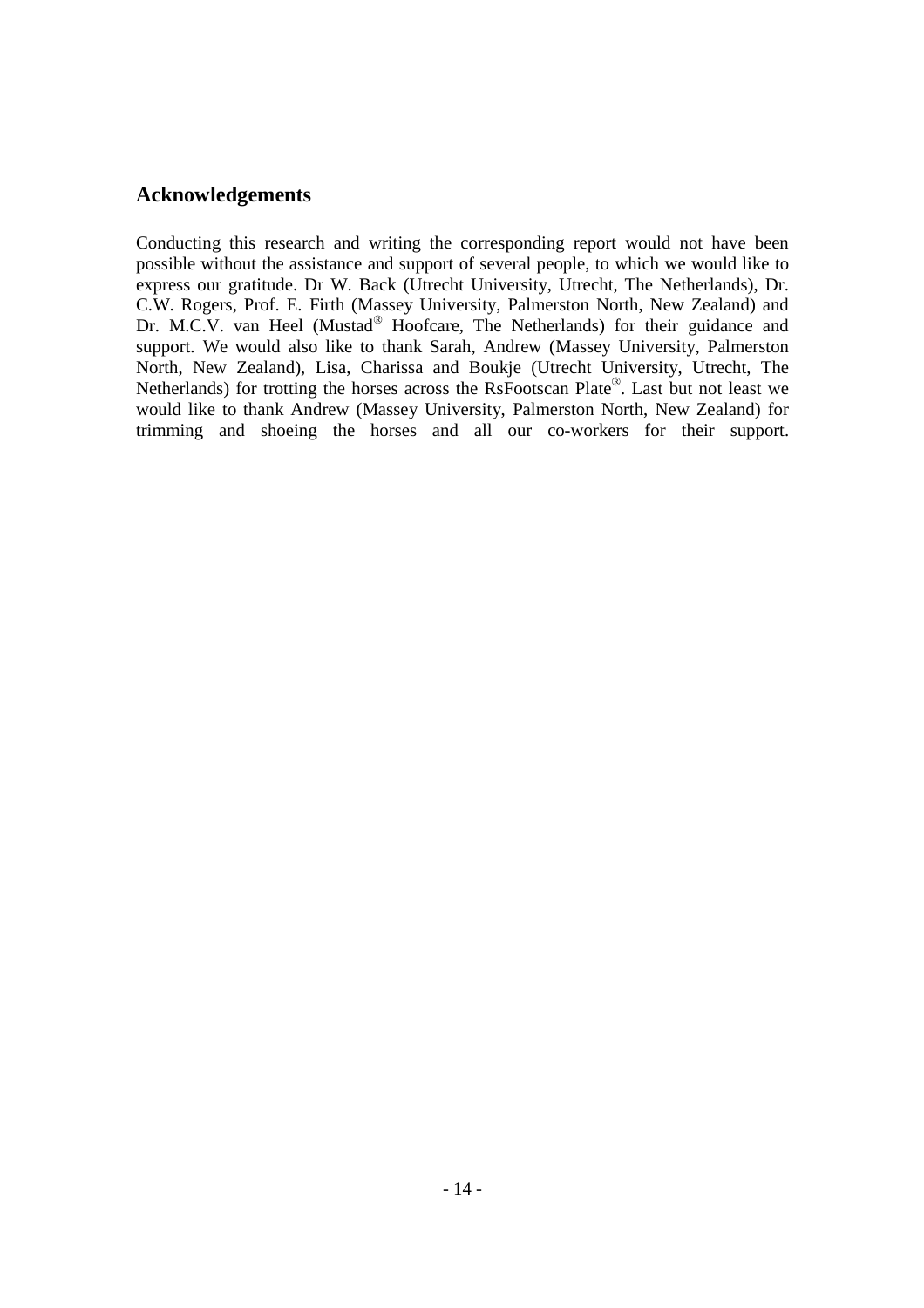## Acknowledgements

Conducting this research and writing the corresponding report would not have been possible without the assistance and support of several people, to which we would like to express our gratitude. Dr W. Back (Utrecht University, Utrecht, The Netherlands), Dr. C.W. Rogers, Prof. E. Firth (Massey University, Palmerston North, New Zealand) and Dr. M.C.V. van Heel (Mustad® Hoofcare, The Netherlands) for their guidance and support. We would also like to thank Sarah, Andrew (Massey University, Palmerston North, New Zealand), Lisa, Charissa and Boukje (Utrecht University, Utrecht, The Netherlands) for trotting the horses across the RsFootscan Plate®. Last but not least we would like to thank Andrew (Massey University, Palmerston North, New Zealand) for trimming and shoeing the horses and all our co-workers for their support.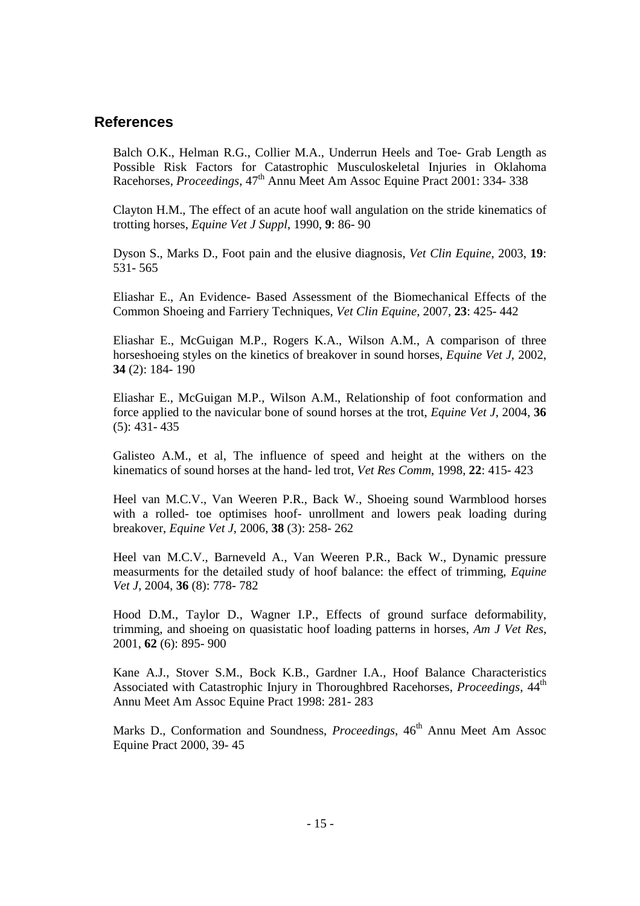## References

Balch O.K., Helman R.G., Collier M.A., Underrun Heels and Toe- Grab Length as Possible Risk Factors for Catastrophic Musculoskeletal Injuries in Oklahoma Racehorses, *Proceedings*, 47th Annu Meet Am Assoc Equine Pract 2001: 334- 338

Clayton H.M., The effect of an acute hoof wall angulation on the stride kinematics of trotting horses, *Equine Vet J Suppl*, 1990, **9**: 86- 90

Dyson S., Marks D., Foot pain and the elusive diagnosis, *Vet Clin Equine*, 2003, **19**: 531- 565

Eliashar E., An Evidence- Based Assessment of the Biomechanical Effects of the Common Shoeing and Farriery Techniques, *Vet Clin Equine*, 2007, **23**: 425- 442

Eliashar E., McGuigan M.P., Rogers K.A., Wilson A.M., A comparison of three horseshoeing styles on the kinetics of breakover in sound horses, *Equine Vet J*, 2002, **34** (2): 184- 190

Eliashar E., McGuigan M.P., Wilson A.M., Relationship of foot conformation and force applied to the navicular bone of sound horses at the trot, *Equine Vet J*, 2004, **36** (5): 431- 435

Galisteo A.M., et al, The influence of speed and height at the withers on the kinematics of sound horses at the hand- led trot, *Vet Res Comm*, 1998, **22**: 415- 423

Heel van M.C.V., Van Weeren P.R., Back W., Shoeing sound Warmblood horses with a rolled- toe optimises hoof- unrollment and lowers peak loading during breakover, *Equine Vet J*, 2006, **38** (3): 258- 262

Heel van M.C.V., Barneveld A., Van Weeren P.R., Back W., Dynamic pressure measurments for the detailed study of hoof balance: the effect of trimming, *Equine Vet J*, 2004, **36** (8): 778- 782

Hood D.M., Taylor D., Wagner I.P., Effects of ground surface deformability, trimming, and shoeing on quasistatic hoof loading patterns in horses, *Am J Vet Res*, 2001, **62** (6): 895- 900

Kane A.J., Stover S.M., Bock K.B., Gardner I.A., Hoof Balance Characteristics Associated with Catastrophic Injury in Thoroughbred Racehorses, *Proceedings*, 44th Annu Meet Am Assoc Equine Pract 1998: 281- 283

Marks D., Conformation and Soundness, *Proceedings*, 46th Annu Meet Am Assoc Equine Pract 2000, 39- 45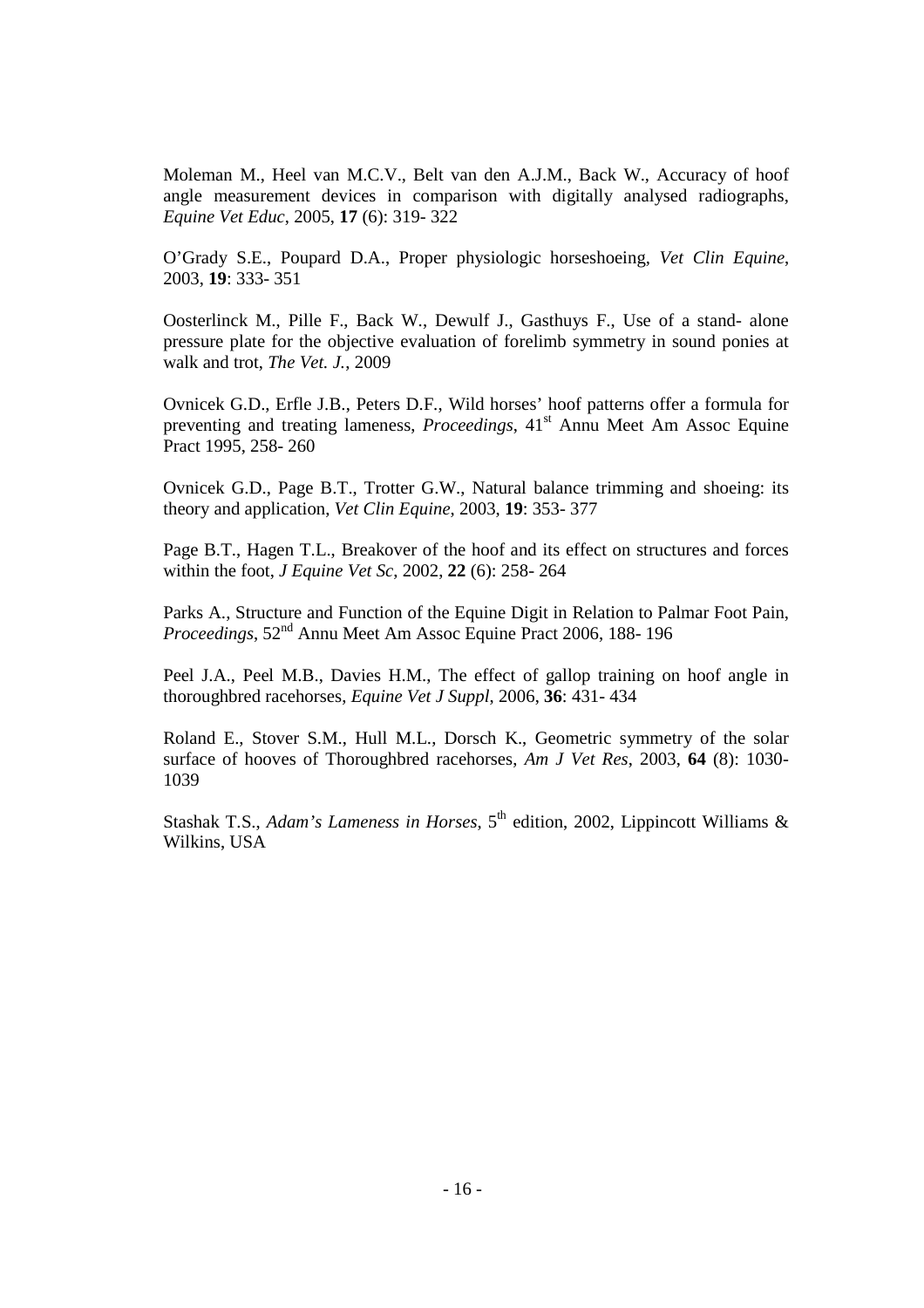Moleman M., Heel van M.C.V., Belt van den A.J.M., Back W., Accuracy of hoof angle measurement devices in comparison with digitally analysed radiographs, *Equine Vet Educ*, 2005, **17** (6): 319- 322

O'Grady S.E., Poupard D.A., Proper physiologic horseshoeing, *Vet Clin Equine*, 2003, **19**: 333- 351

Oosterlinck M., Pille F., Back W., Dewulf J., Gasthuys F., Use of a stand- alone pressure plate for the objective evaluation of forelimb symmetry in sound ponies at walk and trot, *The Vet. J.*, 2009

Ovnicek G.D., Erfle J.B., Peters D.F., Wild horses' hoof patterns offer a formula for preventing and treating lameness, *Proceedings*, 41st Annu Meet Am Assoc Equine Pract 1995, 258- 260

Ovnicek G.D., Page B.T., Trotter G.W., Natural balance trimming and shoeing: its theory and application, *Vet Clin Equine*, 2003, **19**: 353- 377

Page B.T., Hagen T.L., Breakover of the hoof and its effect on structures and forces within the foot, *J Equine Vet Sc*, 2002, **22** (6): 258- 264

Parks A., Structure and Function of the Equine Digit in Relation to Palmar Foot Pain, *Proceedings*, 52nd Annu Meet Am Assoc Equine Pract 2006, 188- 196

Peel J.A., Peel M.B., Davies H.M., The effect of gallop training on hoof angle in thoroughbred racehorses, *Equine Vet J Suppl*, 2006, **36**: 431- 434

Roland E., Stover S.M., Hull M.L., Dorsch K., Geometric symmetry of the solar surface of hooves of Thoroughbred racehorses, *Am J Vet Res*, 2003, **64** (8): 1030- 1039

Stashak T.S., *Adam's Lameness in Horses*, 5th edition, 2002, Lippincott Williams & Wilkins, USA